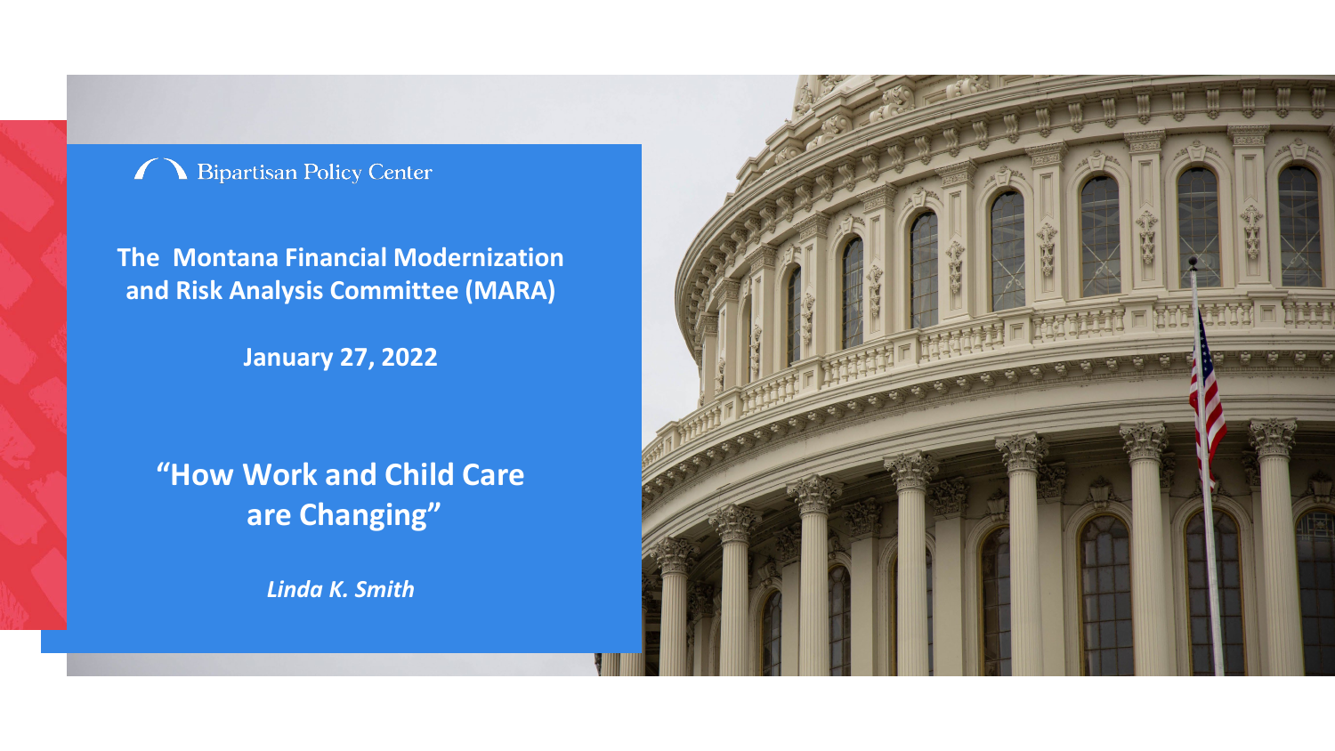Bipartisan Policy Center

**The Montana Financial Modernization and Risk Analysis Committee (MARA)**

**January 27, 2022**

# "How Work and Child Care are Changing"

***Linda K. Smith***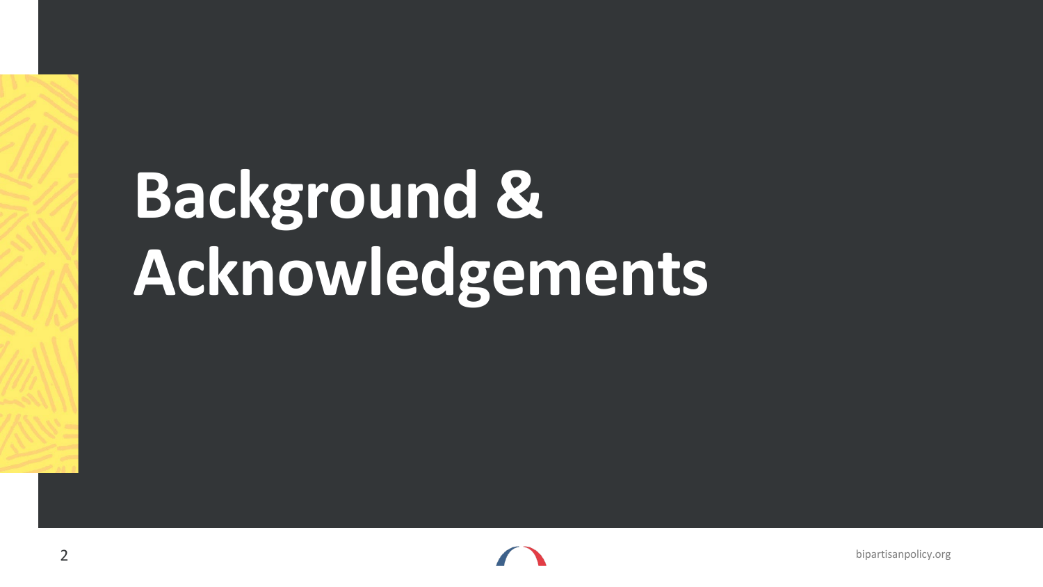# Background & Acknowledgements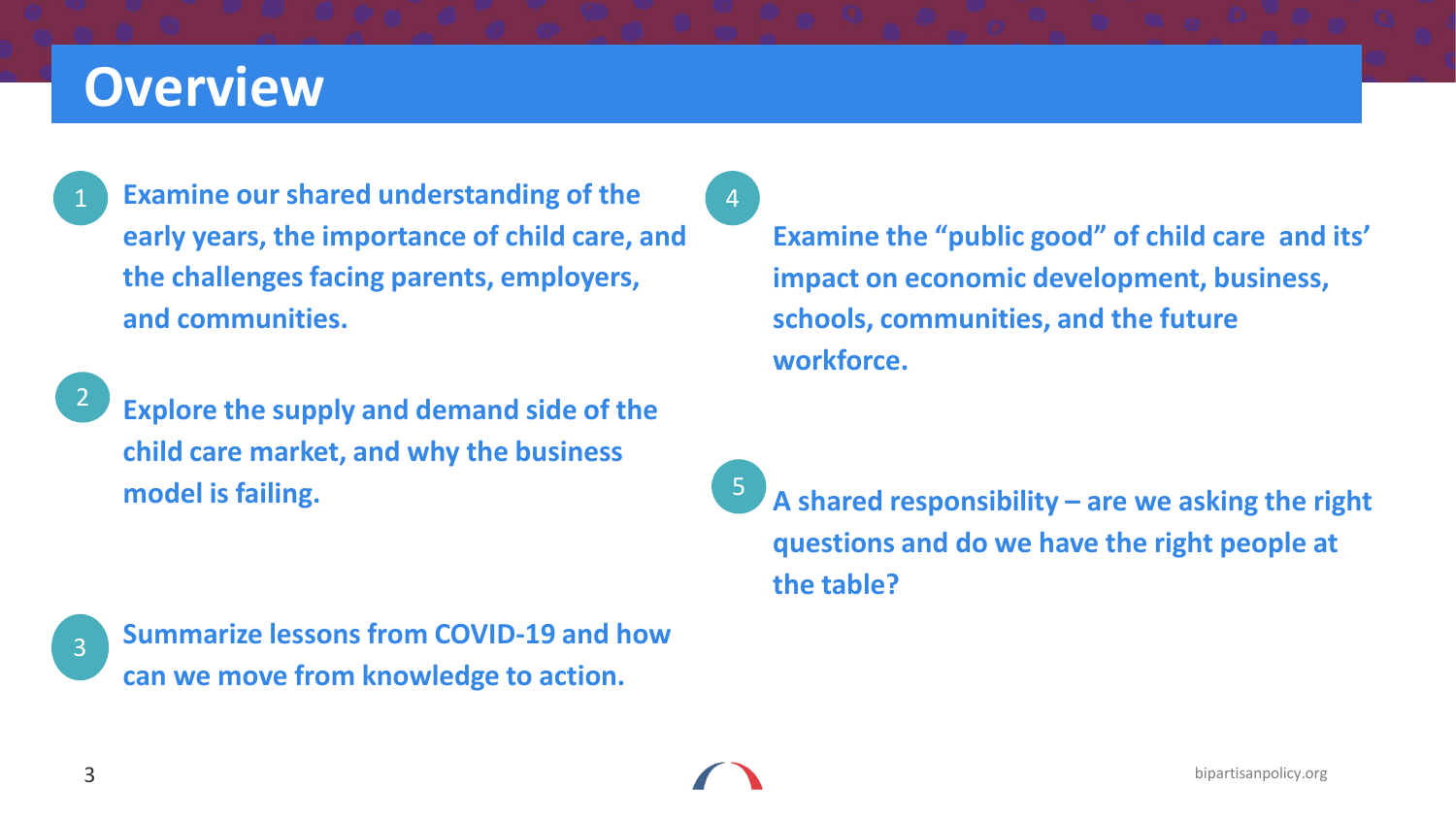# Overview

1. **Examine our shared understanding of the early years, the importance of child care, and the challenges facing parents, employers, and communities.**

2. **Explore the supply and demand side of the child care market, and why the business model is failing.**

3. **Summarize lessons from COVID-19 and how can we move from knowledge to action.**

4. **Examine the "public good" of child care and its' impact on economic development, business, schools, communities, and the future workforce.**

5. **A shared responsibility – are we asking the right questions and do we have the right people at the table?**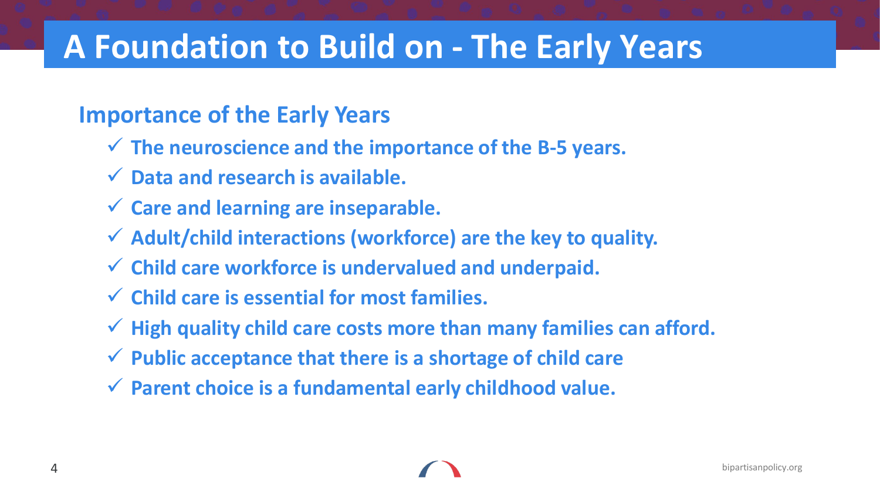# A Foundation to Build on - The Early Years

## Importance of the Early Years

- ✓ The neuroscience and the importance of the B-5 years.
- ✓ Data and research is available.
- ✓ Care and learning are inseparable.
- ✓ Adult/child interactions (workforce) are the key to quality.
- ✓ Child care workforce is undervalued and underpaid.
- ✓ Child care is essential for most families.
- ✓ High quality child care costs more than many families can afford.
- ✓ Public acceptance that there is a shortage of child care
- ✓ Parent choice is a fundamental early childhood value.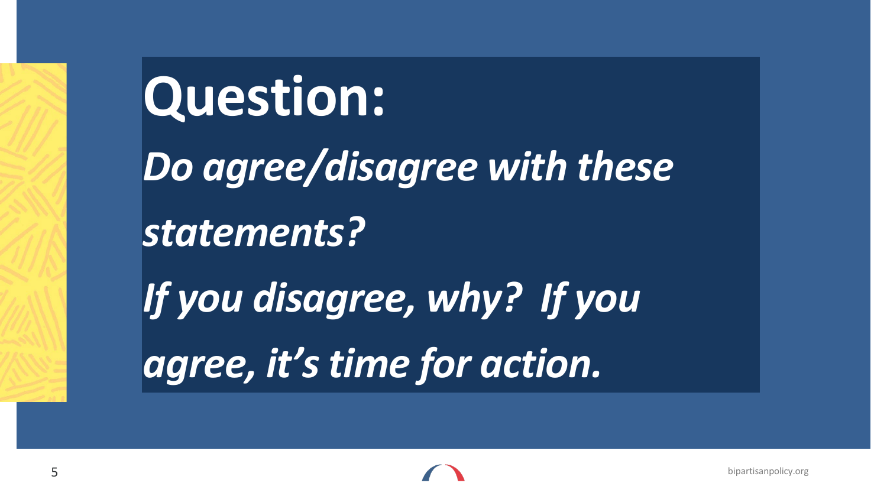# Question:

*Do agree/disagree with these statements?*

*If you disagree, why? If you agree, it's time for action.*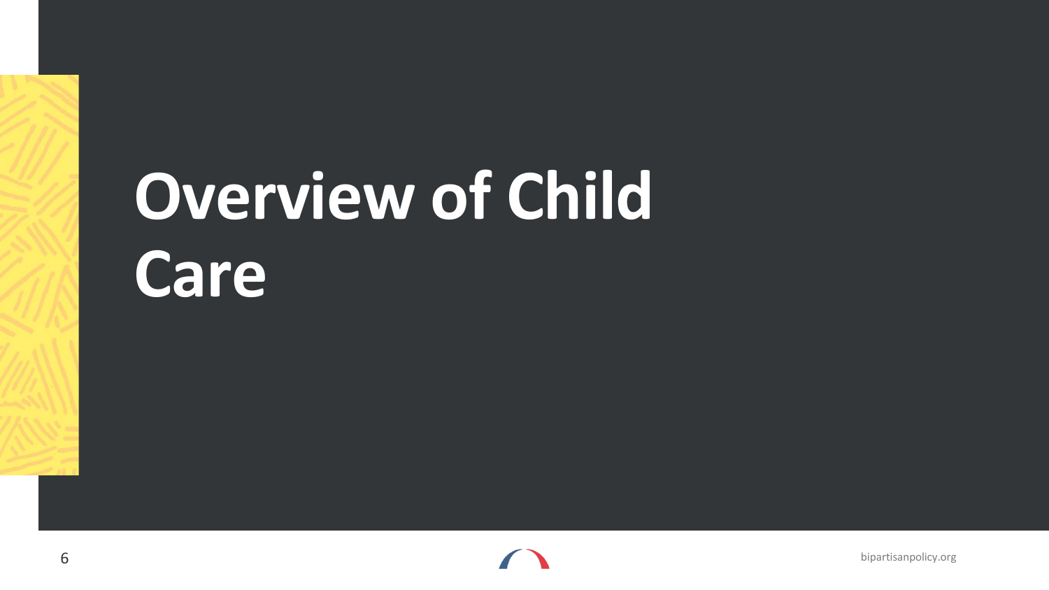# Overview of Child Care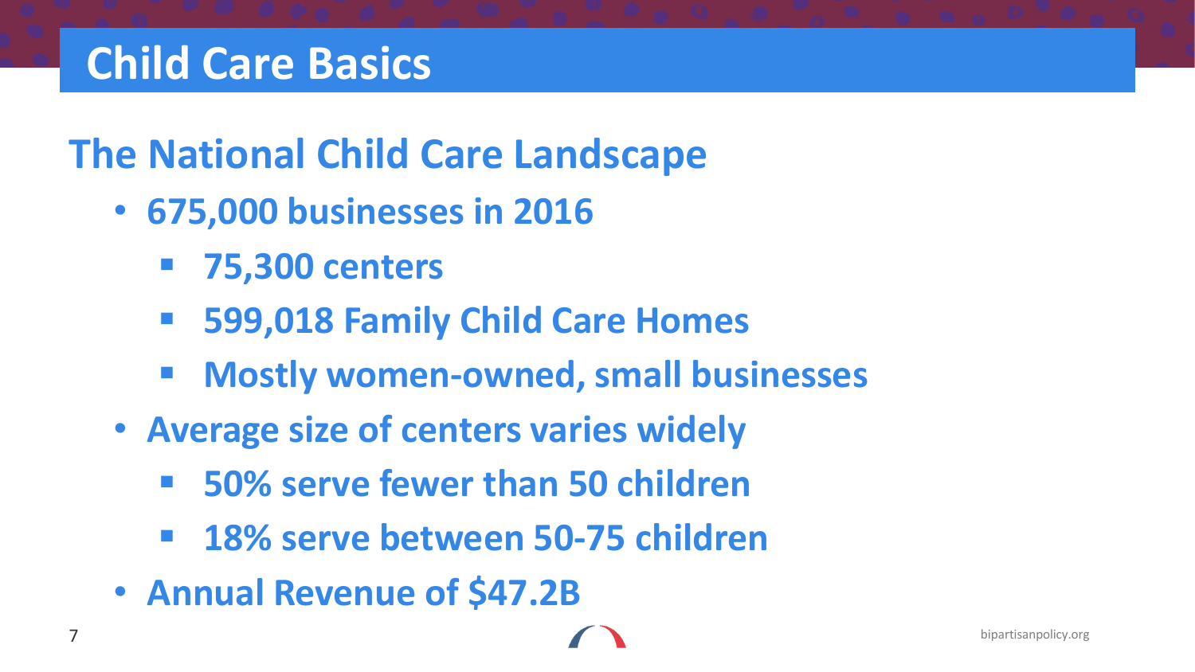# Child Care Basics

## The National Child Care Landscape

- 675,000 businesses in 2016
  - 75,300 centers
  - 599,018 Family Child Care Homes
  - Mostly women-owned, small businesses
- Average size of centers varies widely
  - 50% serve fewer than 50 children
  - 18% serve between 50-75 children
- Annual Revenue of $47.2B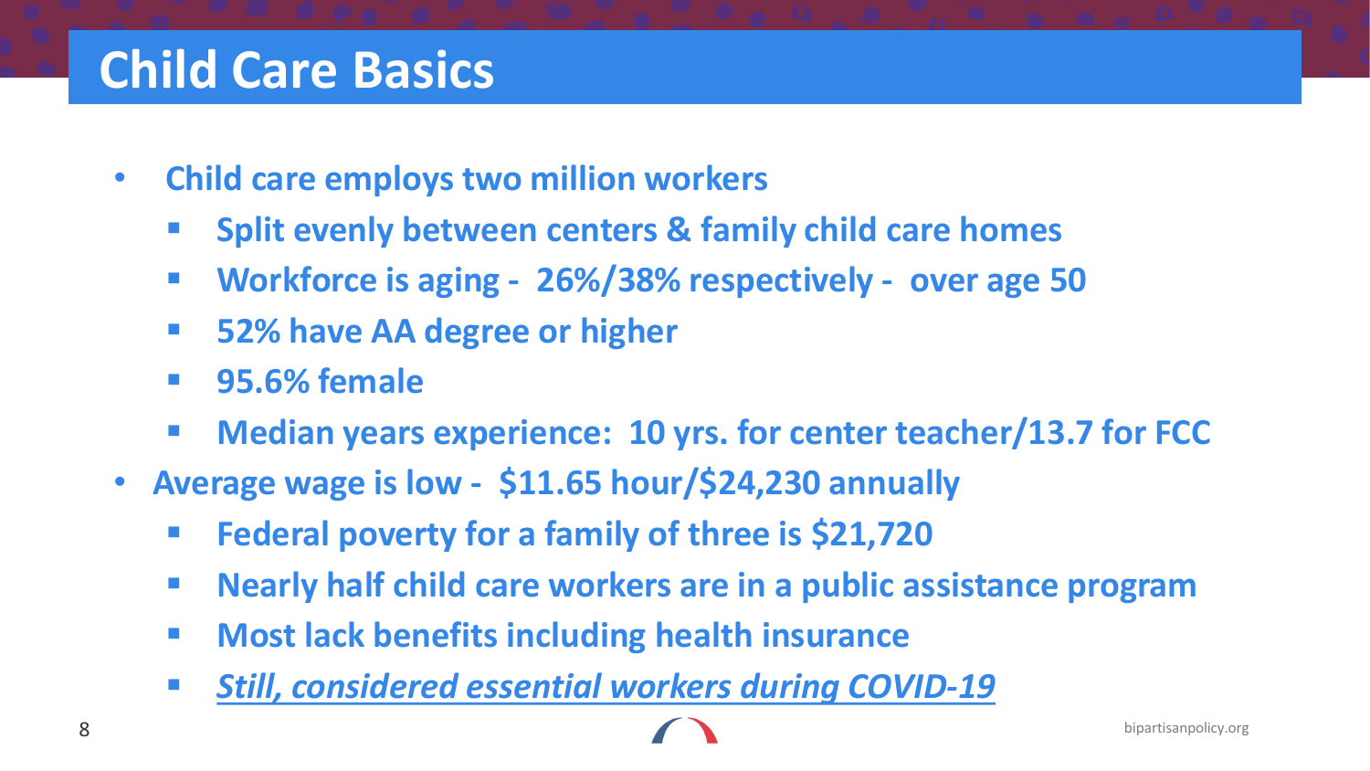# Child Care Basics

- **Child care employs two million workers**
  - **Split evenly between centers & family child care homes**
  - **Workforce is aging - 26%/38% respectively - over age 50**
  - **52% have AA degree or higher**
  - **95.6% female**
  - **Median years experience: 10 yrs. for center teacher/13.7 for FCC**
- **Average wage is low - $11.65 hour/$24,230 annually**
  - **Federal poverty for a family of three is $21,720**
  - **Nearly half child care workers are in a public assistance program**
  - **Most lack benefits including health insurance**
  - ***Still, considered essential workers during COVID-19***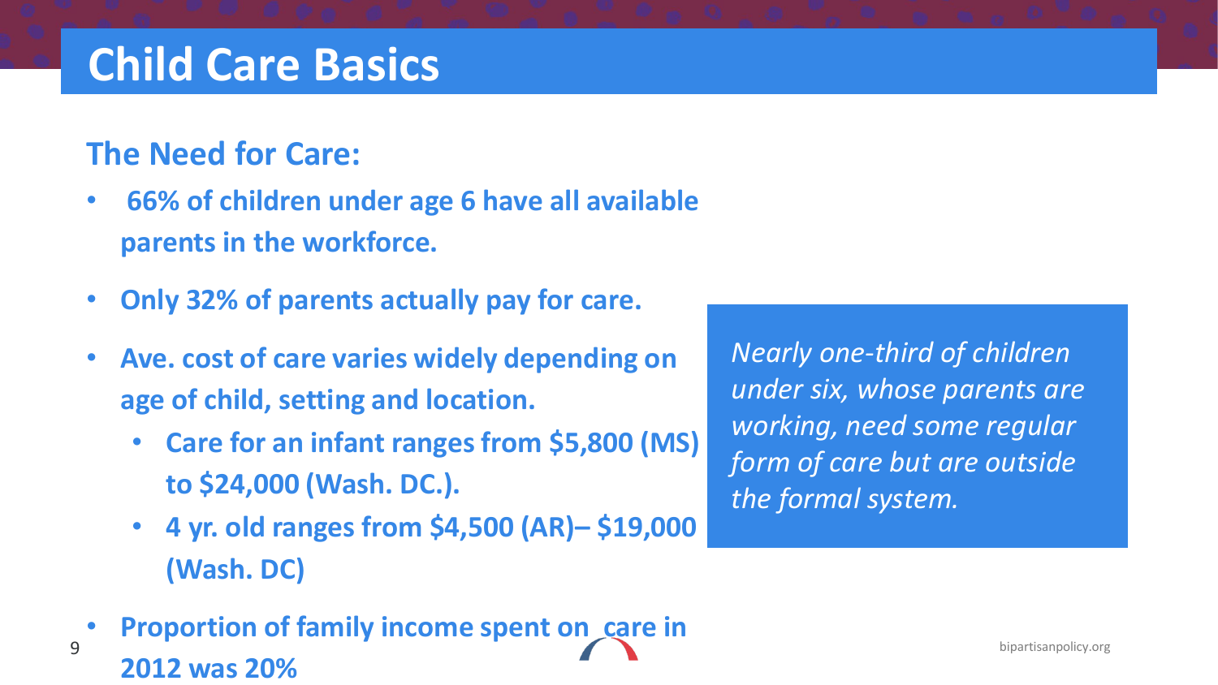# Child Care Basics

## The Need for Care:

- 66% of children under age 6 have all available parents in the workforce.
- Only 32% of parents actually pay for care.
- Ave. cost of care varies widely depending on age of child, setting and location.
  - Care for an infant ranges from $5,800 (MS) to $24,000 (Wash. DC.).
  - 4 yr. old ranges from $4,500 (AR)– $19,000 (Wash. DC)
- Proportion of family income spent on care in 2012 was 20%

*Nearly one-third of children under six, whose parents are working, need some regular form of care but are outside the formal system.*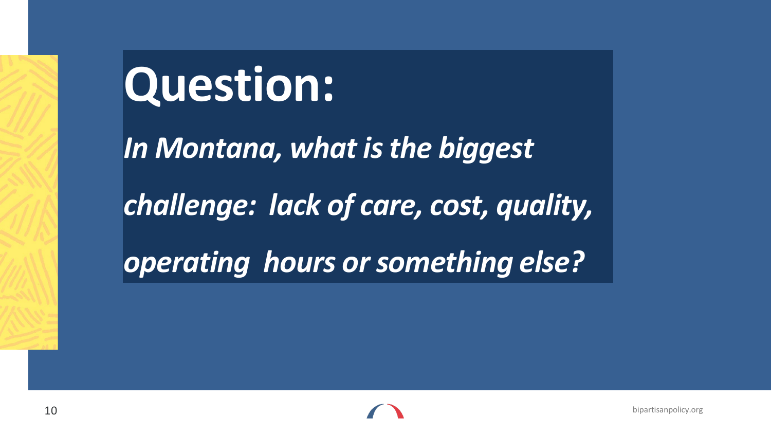# Question:

***In Montana, what is the biggest challenge: lack of care, cost, quality, operating hours or something else?***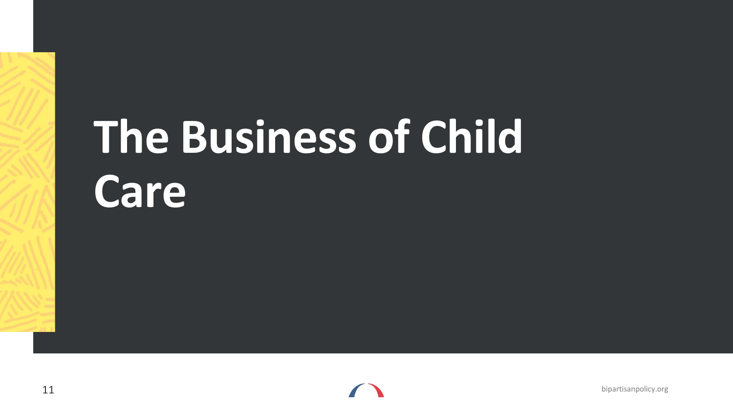# The Business of Child Care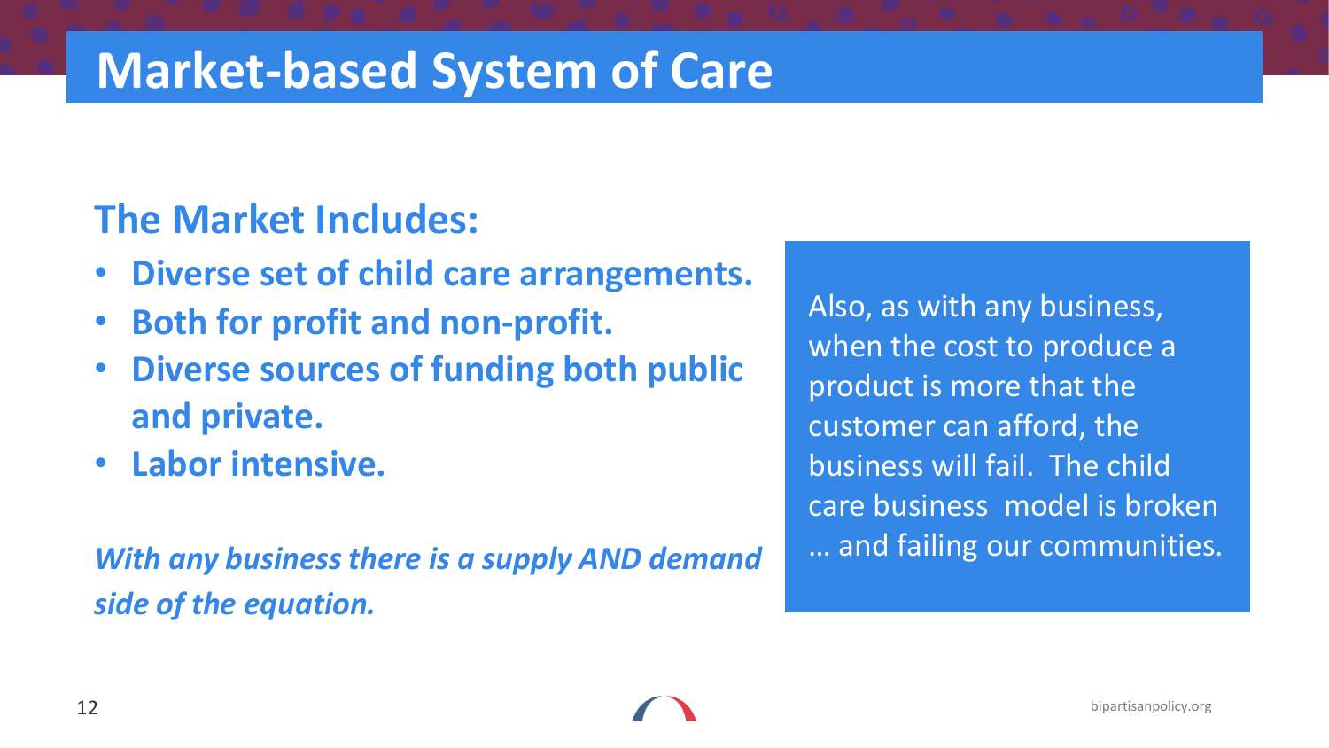# Market-based System of Care

## The Market Includes:

- **Diverse set of child care arrangements.**
- **Both for profit and non-profit.**
- **Diverse sources of funding both public and private.**
- **Labor intensive.**

***With any business there is a supply AND demand side of the equation.***

Also, as with any business, when the cost to produce a product is more that the customer can afford, the business will fail. The child care business model is broken … and failing our communities.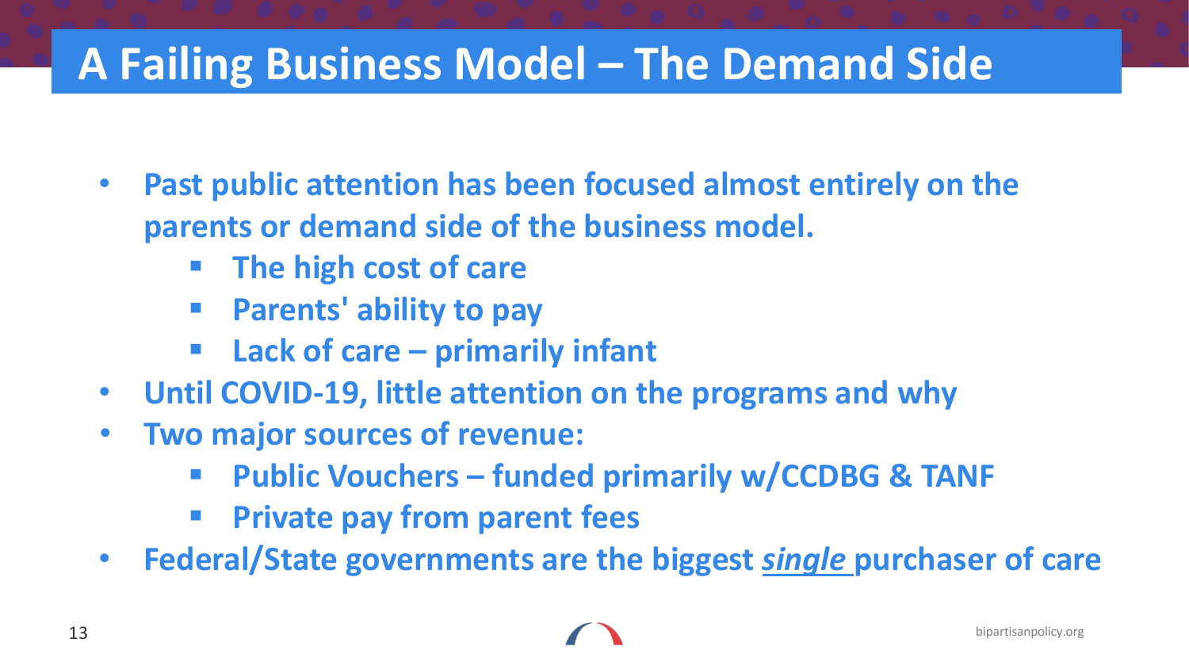# A Failing Business Model – The Demand Side

- **Past public attention has been focused almost entirely on the parents or demand side of the business model.**
  - **The high cost of care**
  - **Parents' ability to pay**
  - **Lack of care – primarily infant**
- **Until COVID-19, little attention on the programs and why**
- **Two major sources of revenue:**
  - **Public Vouchers – funded primarily w/CCDBG & TANF**
  - **Private pay from parent fees**
- **Federal/State governments are the biggest *single* purchaser of care**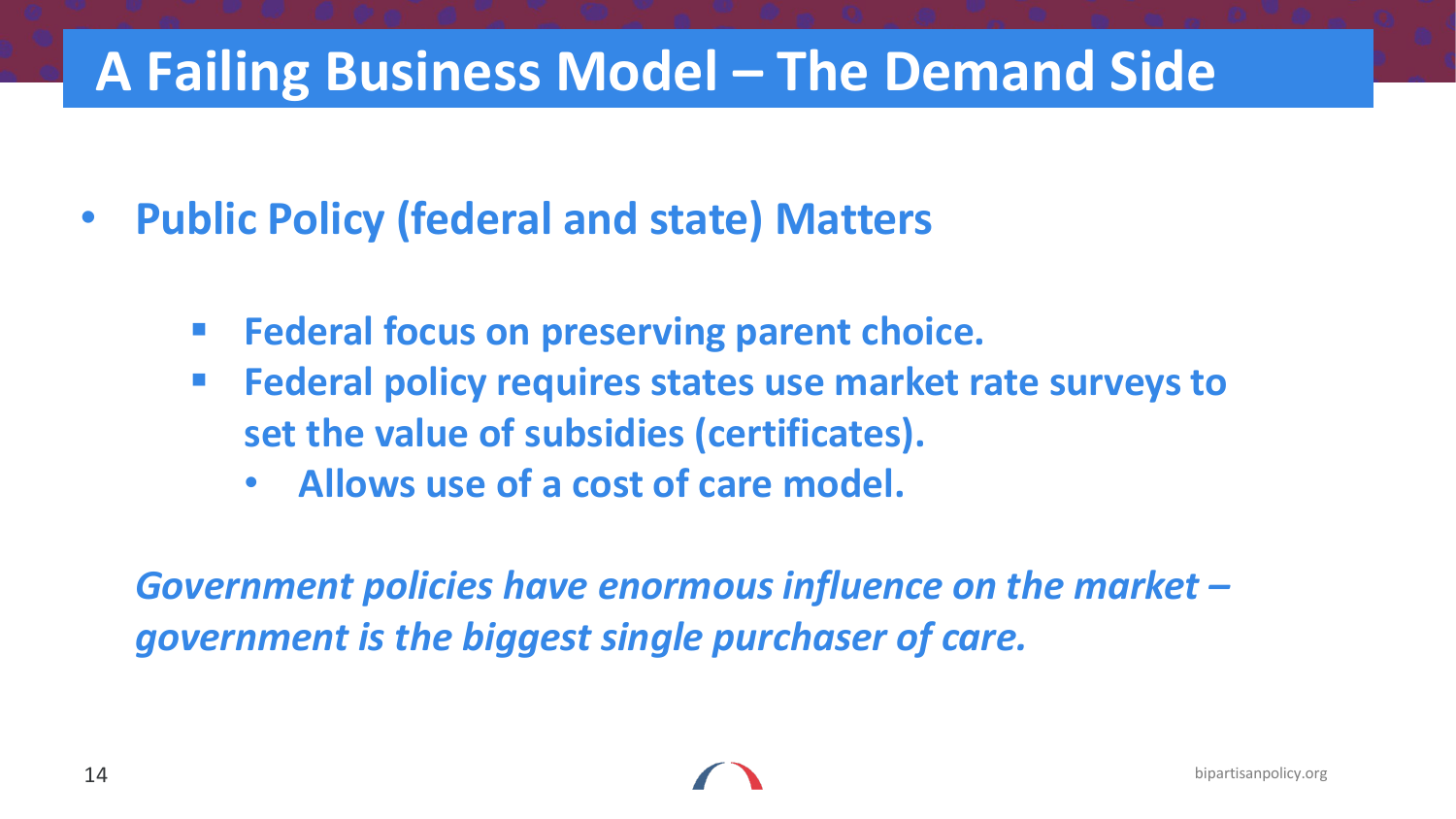# A Failing Business Model – The Demand Side

- **Public Policy (federal and state) Matters**
  - **Federal focus on preserving parent choice.**
  - **Federal policy requires states use market rate surveys to set the value of subsidies (certificates).**
    - **Allows use of a cost of care model.**

***Government policies have enormous influence on the market – government is the biggest single purchaser of care.***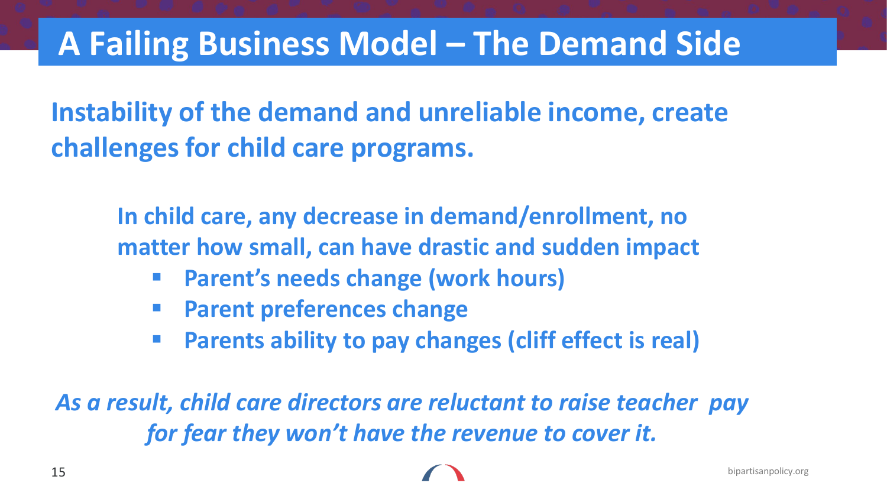# A Failing Business Model – The Demand Side

**Instability of the demand and unreliable income, create challenges for child care programs.**

**In child care, any decrease in demand/enrollment, no matter how small, can have drastic and sudden impact**

- **Parent's needs change (work hours)**
- **Parent preferences change**
- **Parents ability to pay changes (cliff effect is real)**

***As a result, child care directors are reluctant to raise teacher pay for fear they won't have the revenue to cover it.***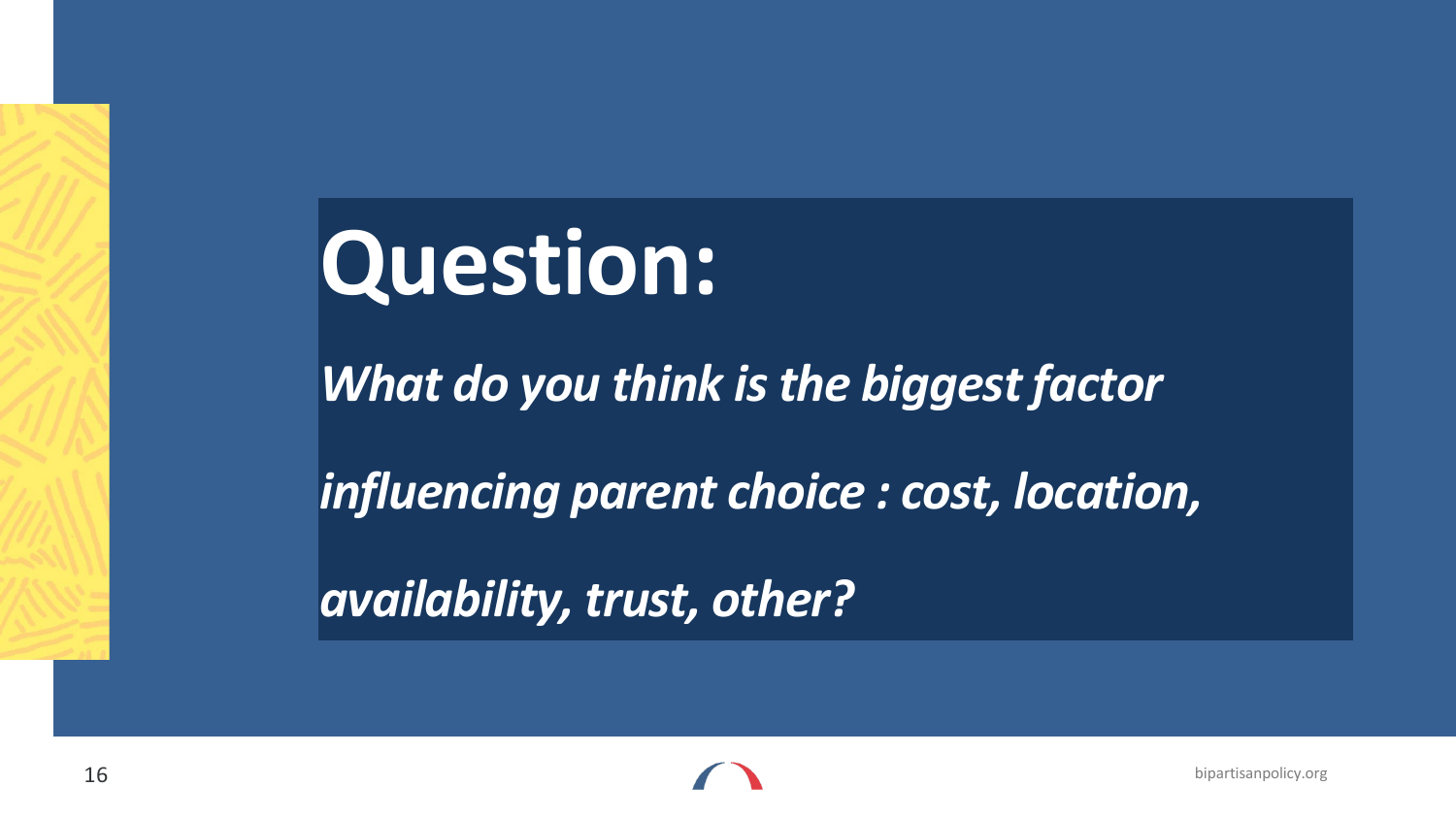# Question:

***What do you think is the biggest factor influencing parent choice : cost, location, availability, trust, other?***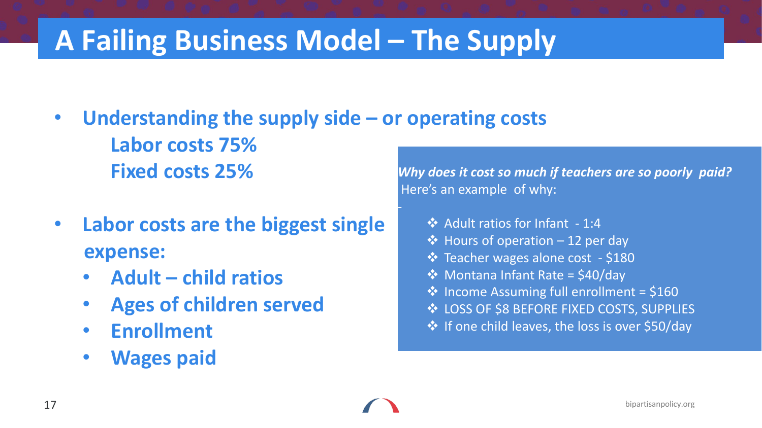# A Failing Business Model – The Supply

- **Understanding the supply side – or operating costs**
  - **Labor costs 75%**
  - **Fixed costs 25%**
- **Labor costs are the biggest single expense:**
  - **Adult – child ratios**
  - **Ages of children served**
  - **Enrollment**
  - **Wages paid**

***Why does it cost so much if teachers are so poorly paid?*** Here's an example of why:

- Adult ratios for Infant - 1:4
- Hours of operation – 12 per day
- Teacher wages alone cost - $180
- Montana Infant Rate = $40/day
- Income Assuming full enrollment = $160
- LOSS OF $8 BEFORE FIXED COSTS, SUPPLIES
- If one child leaves, the loss is over $50/day

bipartisanpolicy.org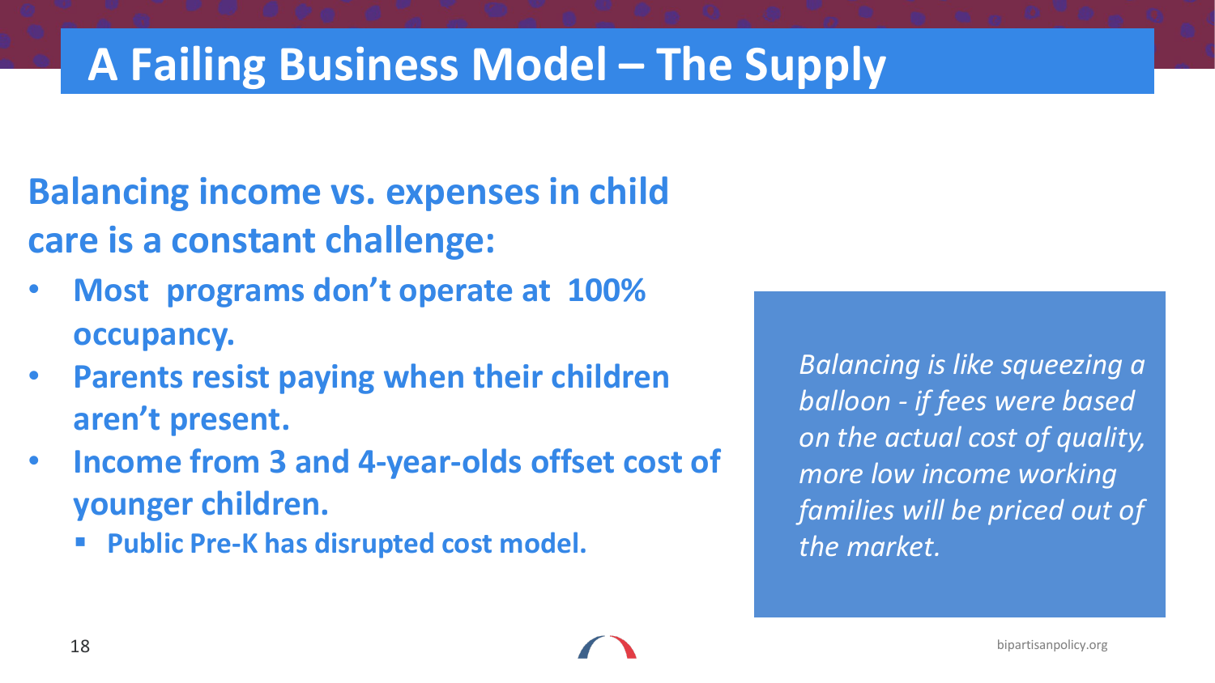# A Failing Business Model – The Supply

**Balancing income vs. expenses in child care is a constant challenge:**

- **Most programs don't operate at 100% occupancy.**
- **Parents resist paying when their children aren't present.**
- **Income from 3 and 4-year-olds offset cost of younger children.**
  - **Public Pre-K has disrupted cost model.**

*Balancing is like squeezing a balloon - if fees were based on the actual cost of quality, more low income working families will be priced out of the market.*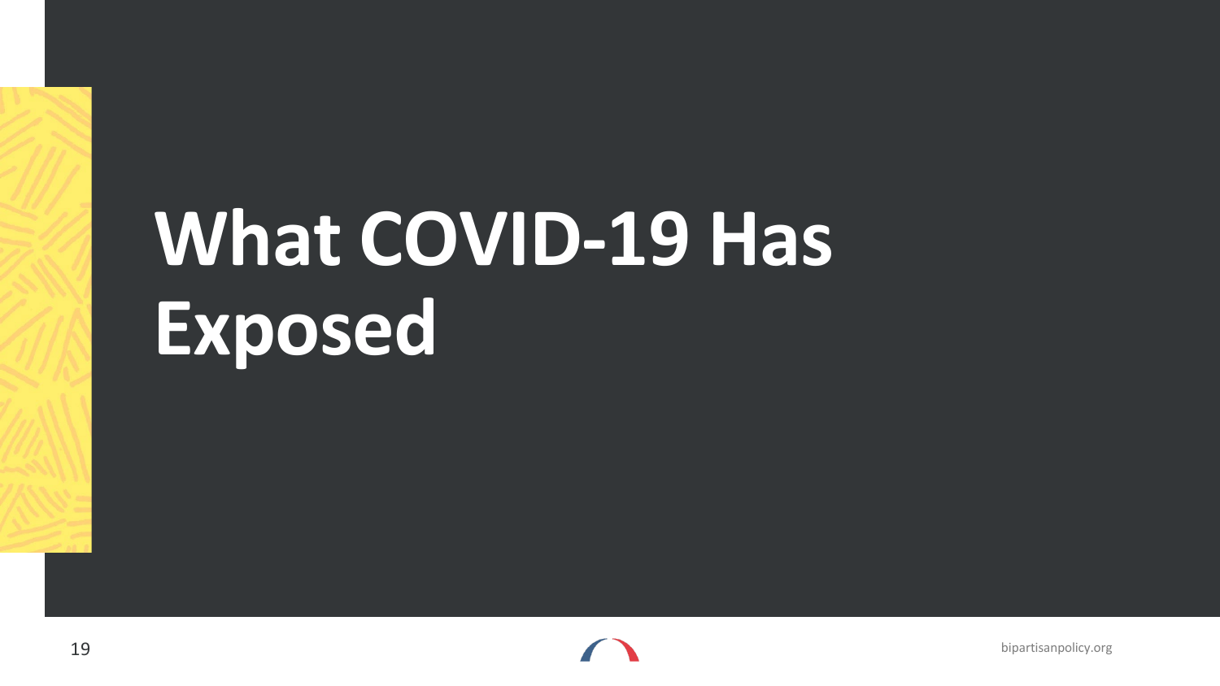# What COVID-19 Has Exposed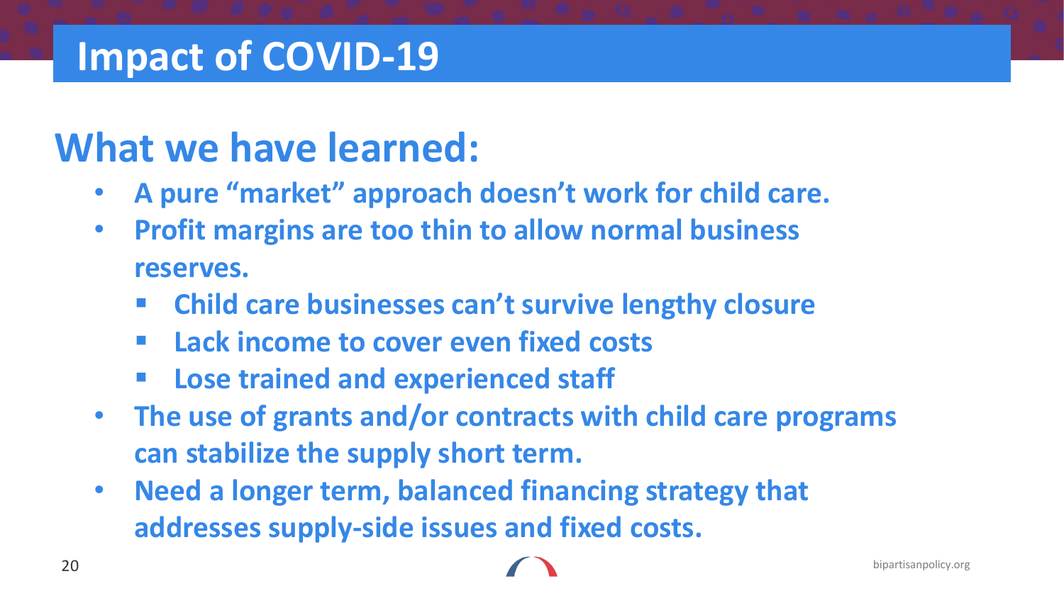# Impact of COVID-19

## What we have learned:

- **A pure "market" approach doesn't work for child care.**
- **Profit margins are too thin to allow normal business reserves.**
  - **Child care businesses can't survive lengthy closure**
  - **Lack income to cover even fixed costs**
  - **Lose trained and experienced staff**
- **The use of grants and/or contracts with child care programs can stabilize the supply short term.**
- **Need a longer term, balanced financing strategy that addresses supply-side issues and fixed costs.**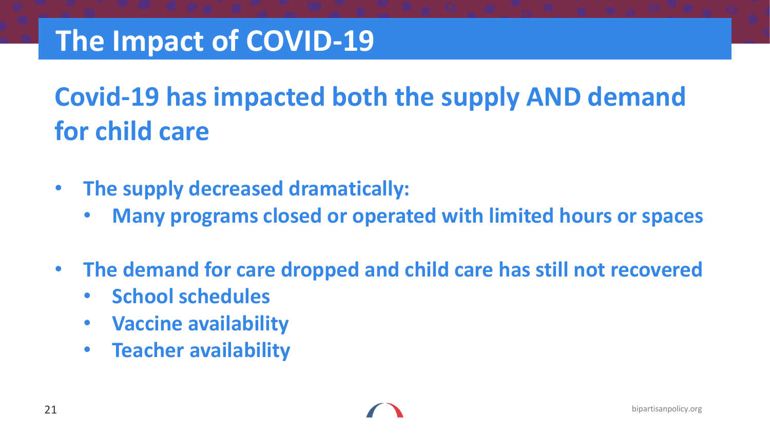# The Impact of COVID-19

## Covid-19 has impacted both the supply AND demand for child care

- **The supply decreased dramatically:**
  - **Many programs closed or operated with limited hours or spaces**

- **The demand for care dropped and child care has still not recovered**
  - **School schedules**
  - **Vaccine availability**
  - **Teacher availability**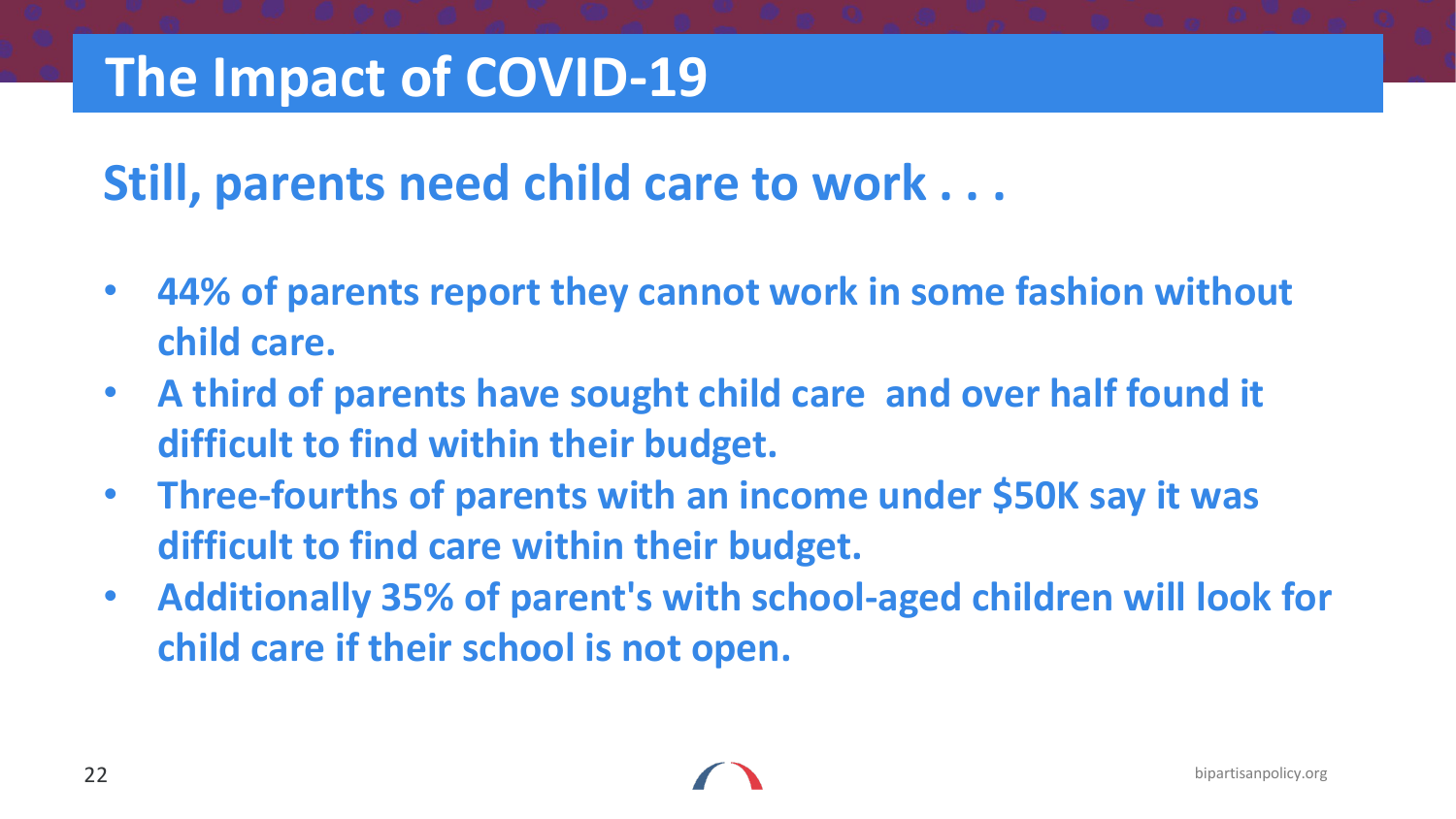# The Impact of COVID-19

## Still, parents need child care to work . . .

- **44% of parents report they cannot work in some fashion without child care.**
- **A third of parents have sought child care  and over half found it difficult to find within their budget.**
- **Three-fourths of parents with an income under $50K say it was difficult to find care within their budget.**
- **Additionally 35% of parent's with school-aged children will look for child care if their school is not open.**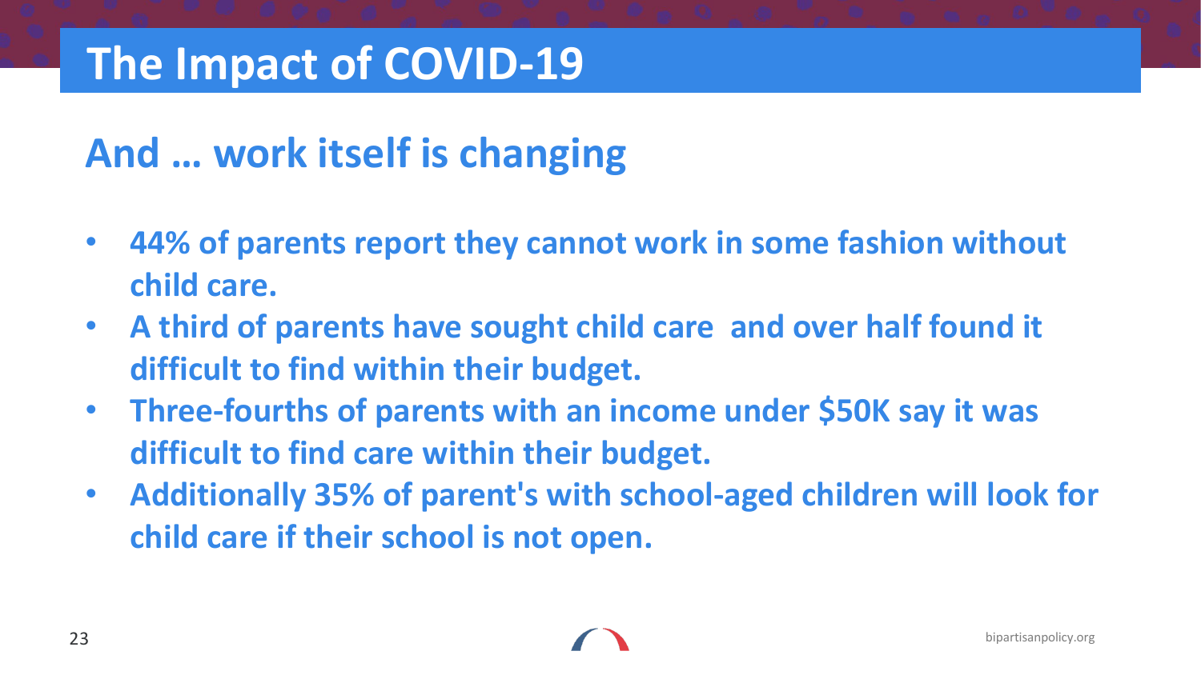# The Impact of COVID-19

## And … work itself is changing

- **44% of parents report they cannot work in some fashion without child care.**
- **A third of parents have sought child care  and over half found it difficult to find within their budget.**
- **Three-fourths of parents with an income under $50K say it was difficult to find care within their budget.**
- **Additionally 35% of parent's with school-aged children will look for child care if their school is not open.**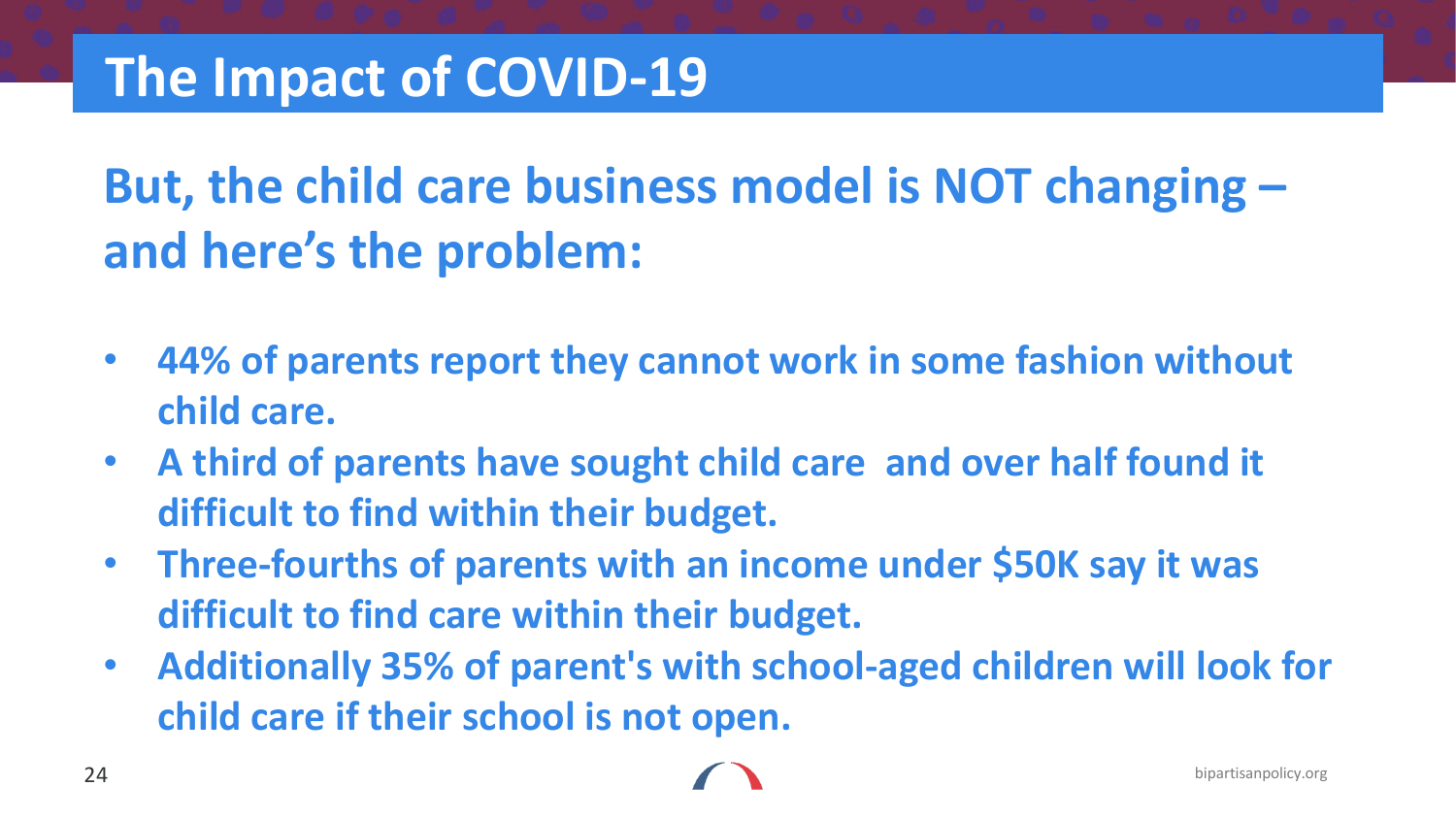# The Impact of COVID-19

## But, the child care business model is NOT changing – and here's the problem:

- **44% of parents report they cannot work in some fashion without child care.**
- **A third of parents have sought child care  and over half found it difficult to find within their budget.**
- **Three-fourths of parents with an income under $50K say it was difficult to find care within their budget.**
- **Additionally 35% of parent's with school-aged children will look for child care if their school is not open.**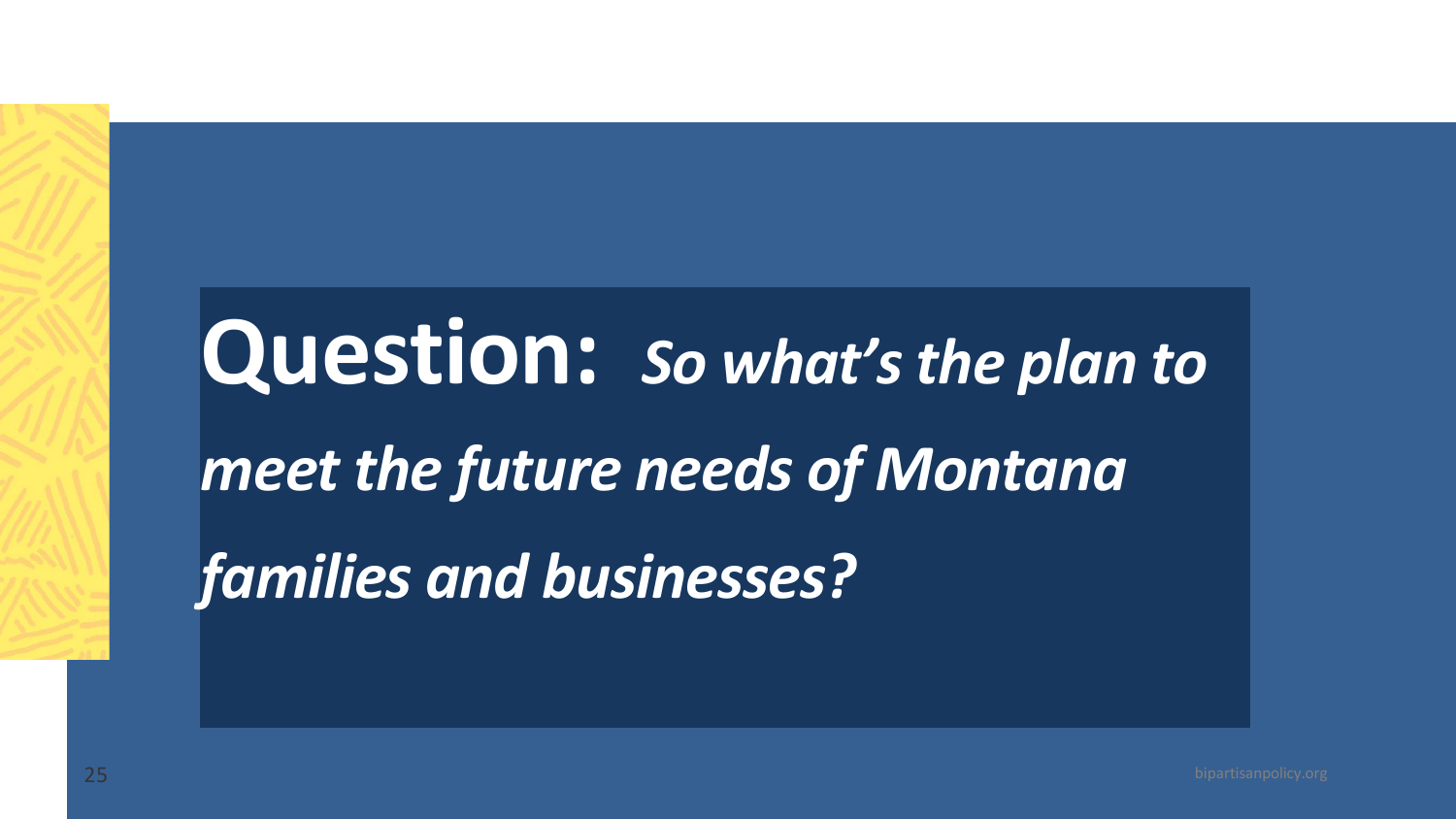**Question:** ***So what's the plan to meet the future needs of Montana families and businesses?***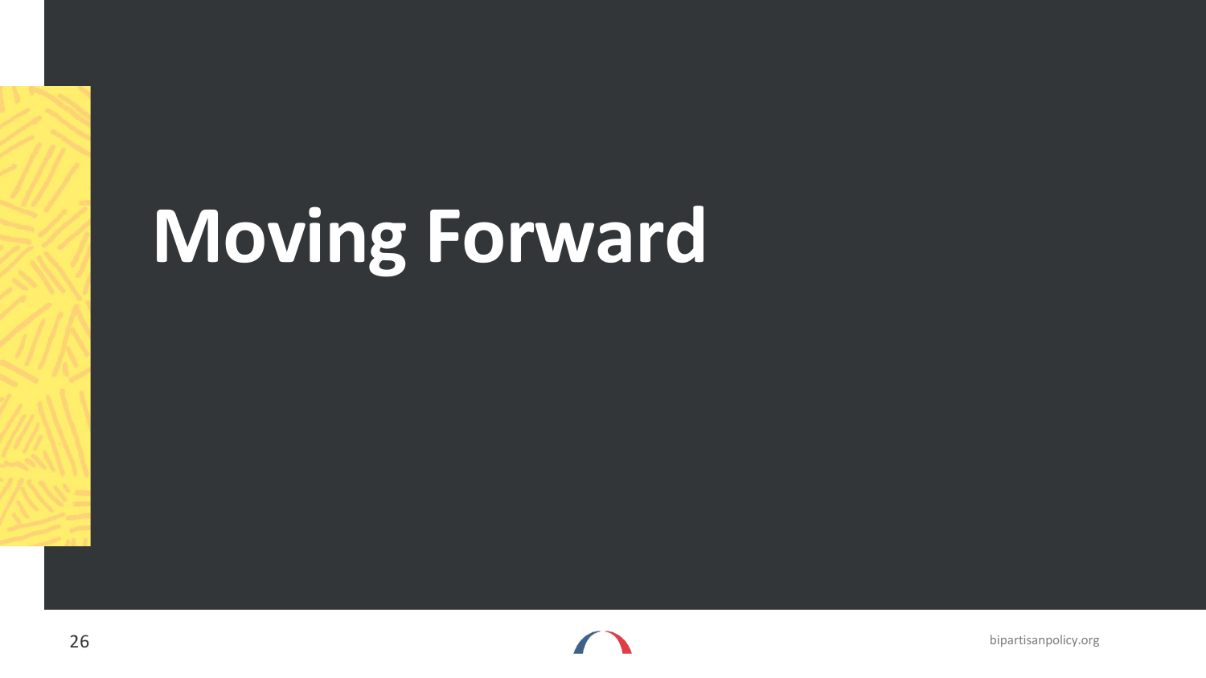# Moving Forward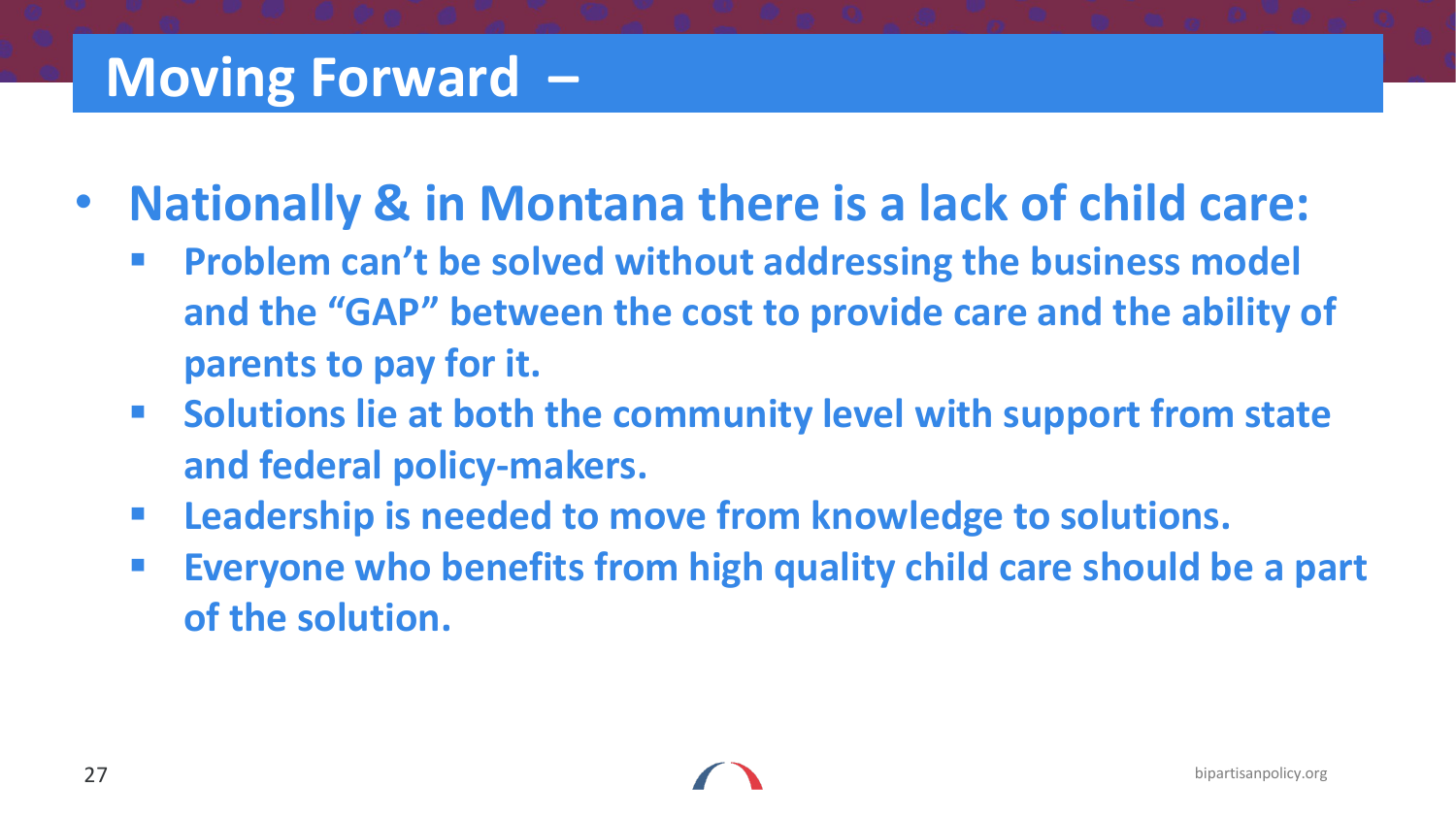# Moving Forward –

- **Nationally & in Montana there is a lack of child care:**
  - **Problem can't be solved without addressing the business model and the "GAP" between the cost to provide care and the ability of parents to pay for it.**
  - **Solutions lie at both the community level with support from state and federal policy-makers.**
  - **Leadership is needed to move from knowledge to solutions.**
  - **Everyone who benefits from high quality child care should be a part of the solution.**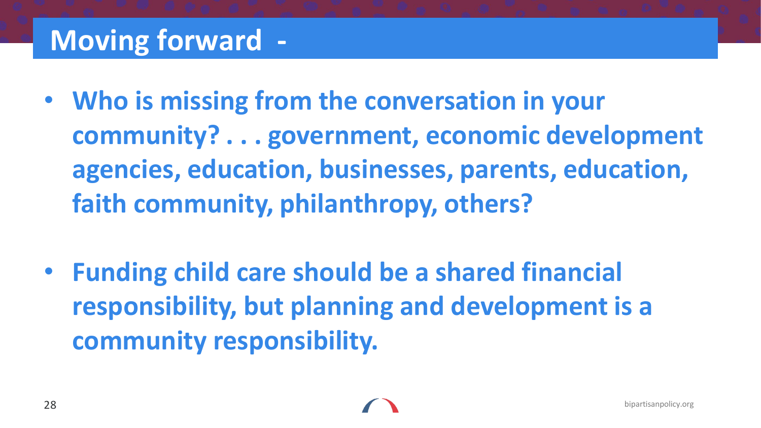# Moving forward -

- **Who is missing from the conversation in your community? . . . government, economic development agencies, education, businesses, parents, education, faith community, philanthropy, others?**

- **Funding child care should be a shared financial responsibility, but planning and development is a community responsibility.**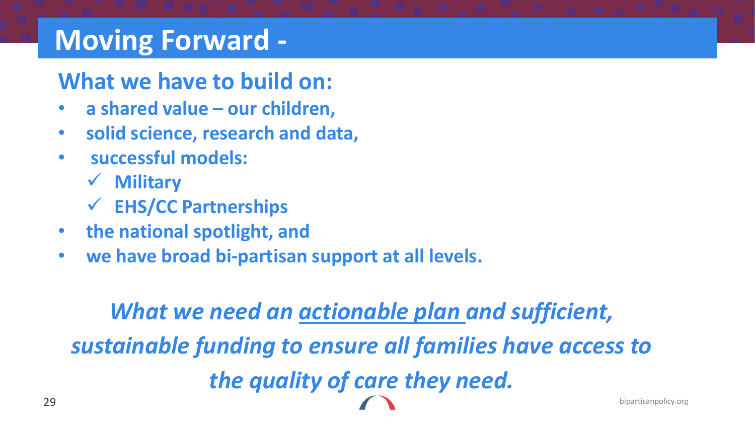# Moving Forward -

## What we have to build on:

- **a shared value – our children,**
- **solid science, research and data,**
- **successful models:**
  - ✓ **Military**
  - ✓ **EHS/CC Partnerships**
- **the national spotlight, and**
- **we have broad bi-partisan support at all levels.**

***What we need an <u>actionable plan</u> and sufficient, sustainable funding to ensure all families have access to the quality of care they need.***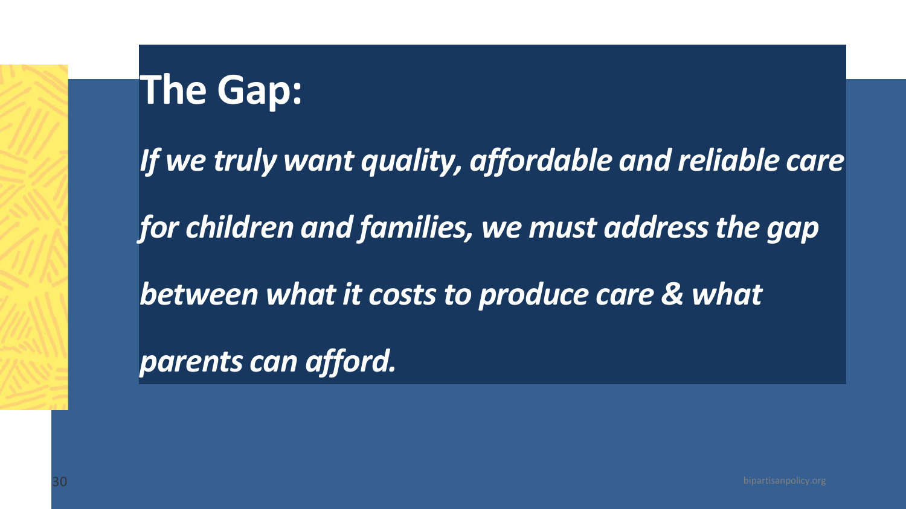# The Gap:

***If we truly want quality, affordable and reliable care for children and families, we must address the gap between what it costs to produce care & what parents can afford.***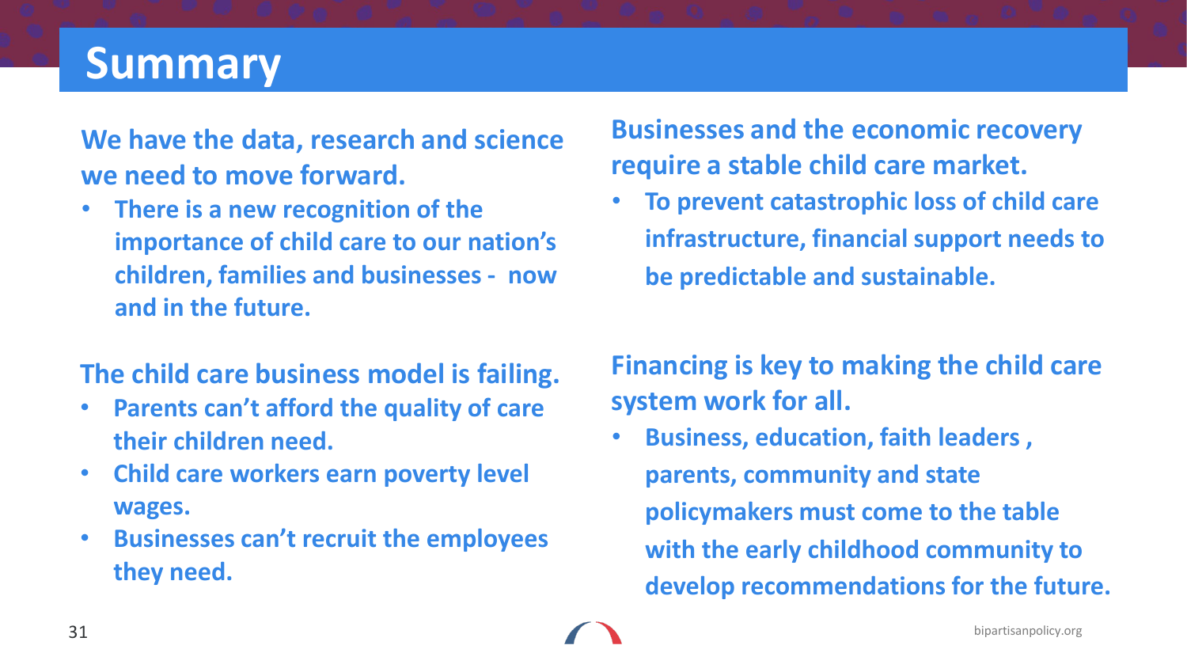# Summary

**We have the data, research and science we need to move forward.**

- **There is a new recognition of the importance of child care to our nation's children, families and businesses - now and in the future.**

**The child care business model is failing.**

- **Parents can't afford the quality of care their children need.**
- **Child care workers earn poverty level wages.**
- **Businesses can't recruit the employees they need.**

**Businesses and the economic recovery require a stable child care market.**

- **To prevent catastrophic loss of child care infrastructure, financial support needs to be predictable and sustainable.**

**Financing is key to making the child care system work for all.**

- **Business, education, faith leaders , parents, community and state policymakers must come to the table with the early childhood community to develop recommendations for the future.**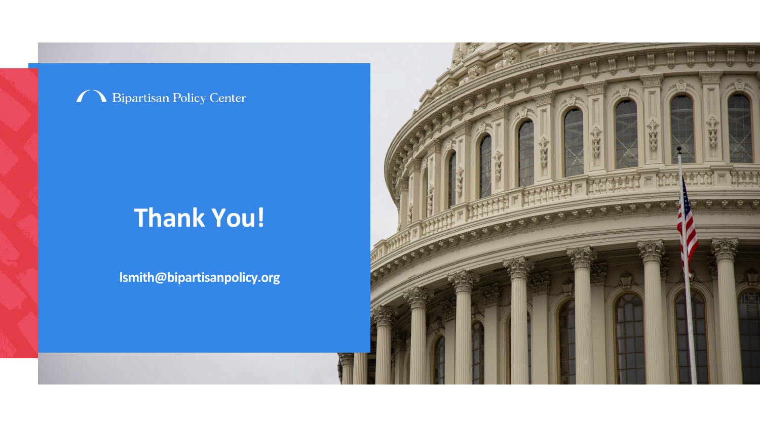Bipartisan Policy Center

# Thank You!

lsmith@bipartisanpolicy.org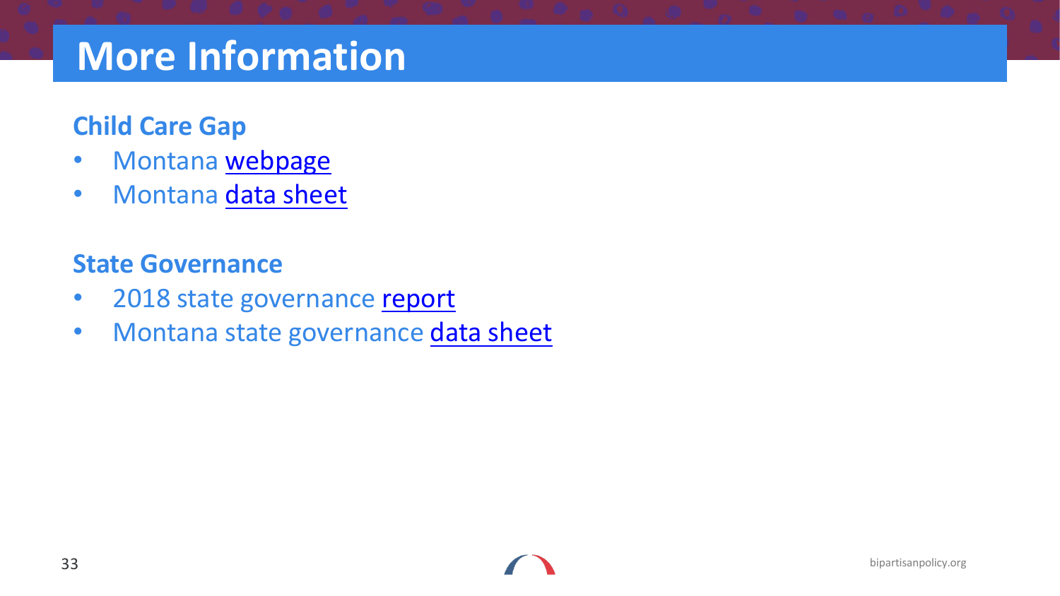# More Information

## Child Care Gap

- Montana webpage
- Montana data sheet

## State Governance

- 2018 state governance report
- Montana state governance data sheet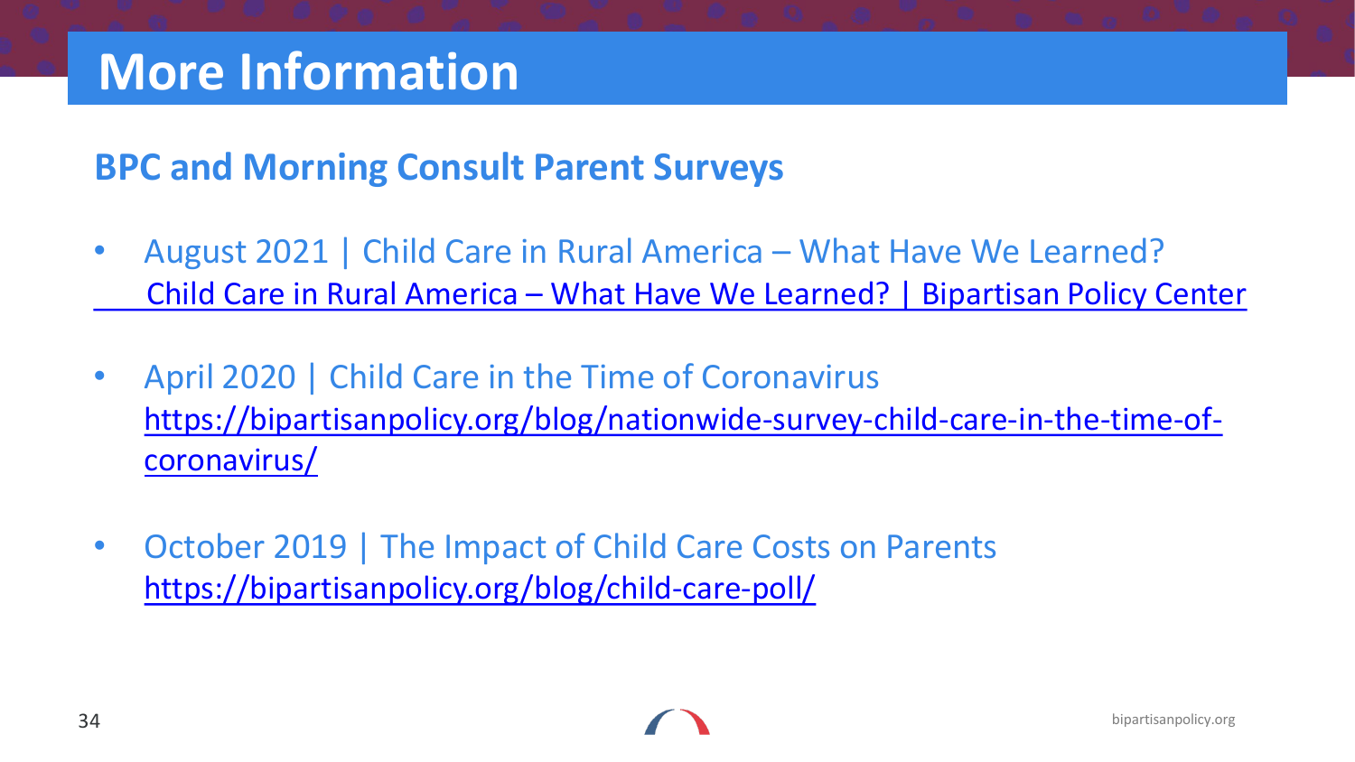# More Information

## BPC and Morning Consult Parent Surveys

- August 2021 | Child Care in Rural America – What Have We Learned?
  Child Care in Rural America – What Have We Learned? | Bipartisan Policy Center

- April 2020 | Child Care in the Time of Coronavirus
  https://bipartisanpolicy.org/blog/nationwide-survey-child-care-in-the-time-of-coronavirus/

- October 2019 | The Impact of Child Care Costs on Parents
  https://bipartisanpolicy.org/blog/child-care-poll/